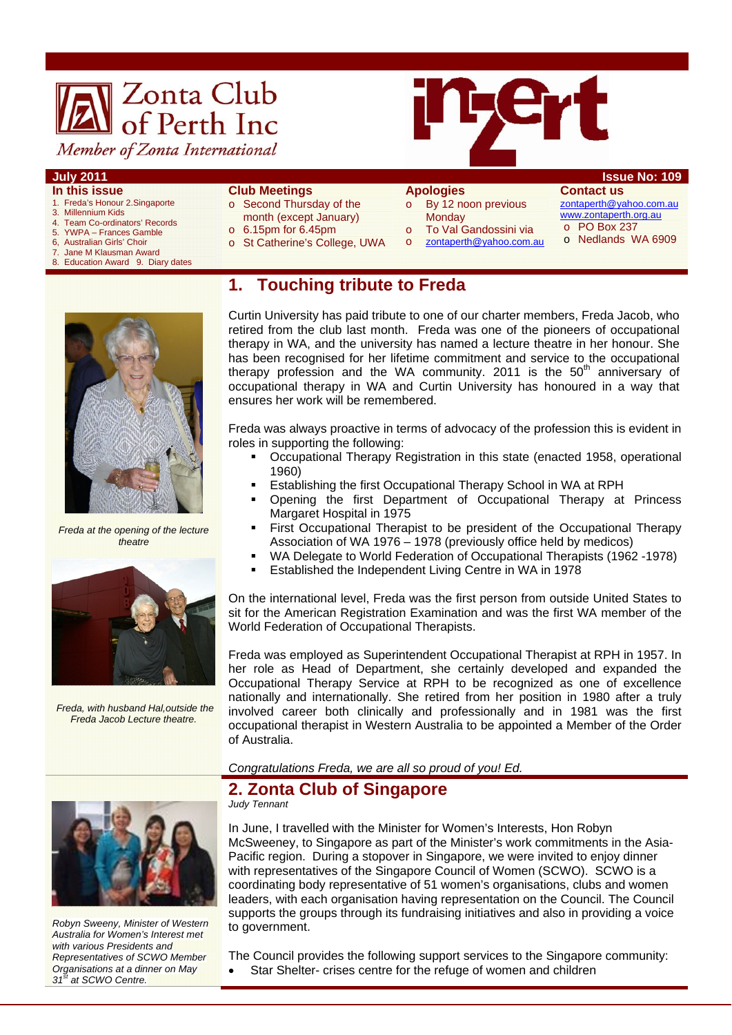# Zonta Club of Perth Inc

*Member of Zonta International*

**inZert**

**July 2011** **Issue No: 109**

**In this issue**

1. Freda's Honour 2.Singaporte
3. Millennium Kids
4. Team Co-ordinators' Records
5. YWPA – Frances Gamble
6, Australian Girls' Choir
7. Jane M Klausman Award
8. Education Award 9. Diary dates

**Club Meetings**

- Second Thursday of the month (except January)
- 6.15pm for 6.45pm
- St Catherine's College, UWA

**Apologies**

- By 12 noon previous Monday
- To Val Gandossini via
- zontaperth@yahoo.com.au

**Contact us**

zontaperth@yahoo.com.au
www.zontaperth.org.au

- PO Box 237
- Nedlands WA 6909

## 1. Touching tribute to Freda

Curtin University has paid tribute to one of our charter members, Freda Jacob, who retired from the club last month. Freda was one of the pioneers of occupational therapy in WA, and the university has named a lecture theatre in her honour. She has been recognised for her lifetime commitment and service to the occupational therapy profession and the WA community. 2011 is the 50th anniversary of occupational therapy in WA and Curtin University has honoured in a way that ensures her work will be remembered.

Freda was always proactive in terms of advocacy of the profession this is evident in roles in supporting the following:

- Occupational Therapy Registration in this state (enacted 1958, operational 1960)
- Establishing the first Occupational Therapy School in WA at RPH
- Opening the first Department of Occupational Therapy at Princess Margaret Hospital in 1975
- First Occupational Therapist to be president of the Occupational Therapy Association of WA 1976 – 1978 (previously office held by medicos)
- WA Delegate to World Federation of Occupational Therapists (1962 -1978)
- Established the Independent Living Centre in WA in 1978

On the international level, Freda was the first person from outside United States to sit for the American Registration Examination and was the first WA member of the World Federation of Occupational Therapists.

Freda was employed as Superintendent Occupational Therapist at RPH in 1957. In her role as Head of Department, she certainly developed and expanded the Occupational Therapy Service at RPH to be recognized as one of excellence nationally and internationally. She retired from her position in 1980 after a truly involved career both clinically and professionally and in 1981 was the first occupational therapist in Western Australia to be appointed a Member of the Order of Australia.

*Congratulations Freda, we are all so proud of you! Ed.*

*Freda at the opening of the lecture theatre*

*Freda, with husband Hal,outside the Freda Jacob Lecture theatre.*

## 2. Zonta Club of Singapore

*Judy Tennant*

In June, I travelled with the Minister for Women's Interests, Hon Robyn McSweeney, to Singapore as part of the Minister's work commitments in the Asia-Pacific region. During a stopover in Singapore, we were invited to enjoy dinner with representatives of the Singapore Council of Women (SCWO). SCWO is a coordinating body representative of 51 women's organisations, clubs and women leaders, with each organisation having representation on the Council. The Council supports the groups through its fundraising initiatives and also in providing a voice to government.

The Council provides the following support services to the Singapore community:

- Star Shelter- crises centre for the refuge of women and children

*Robyn Sweeny, Minister of Western Australia for Women's Interest met with various Presidents and Representatives of SCWO Member Organisations at a dinner on May 31st at SCWO Centre.*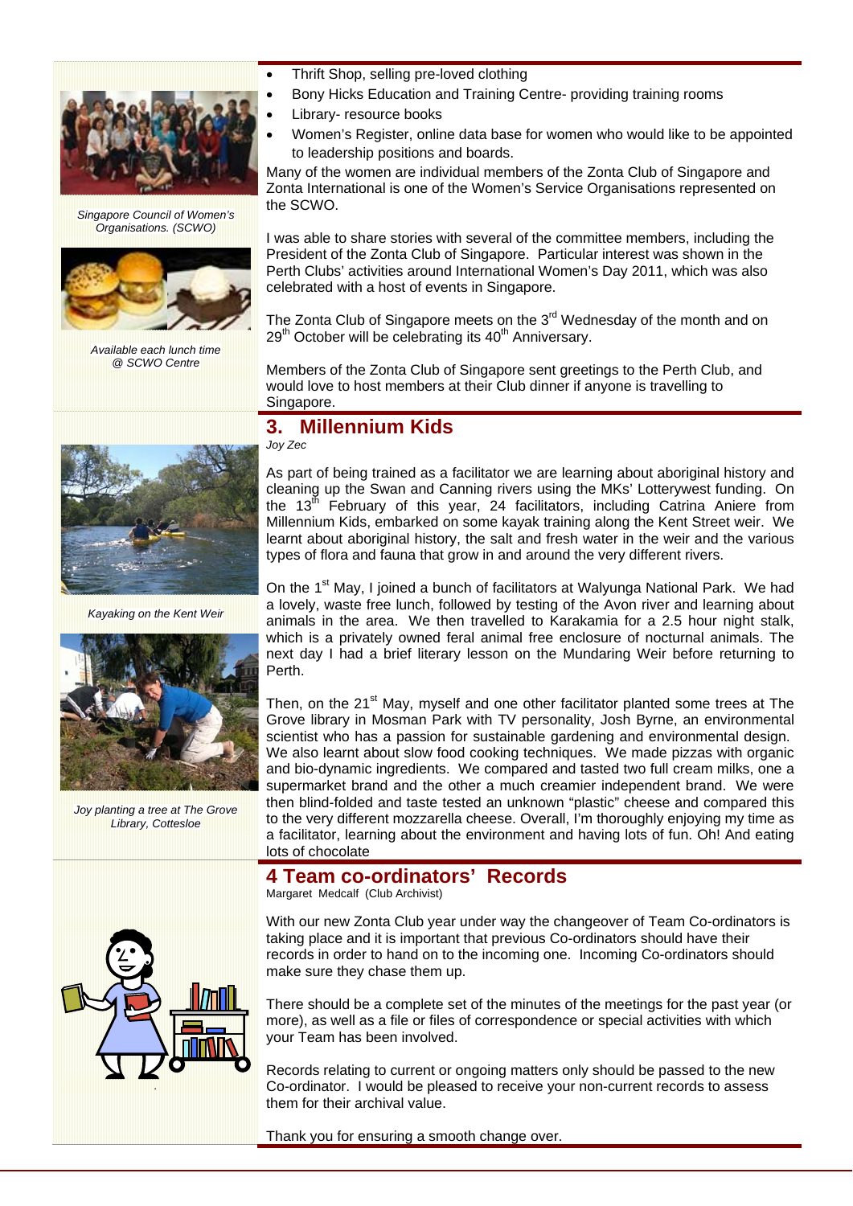- Thrift Shop, selling pre-loved clothing
- Bony Hicks Education and Training Centre- providing training rooms
- Library- resource books
- Women's Register, online data base for women who would like to be appointed to leadership positions and boards.

Many of the women are individual members of the Zonta Club of Singapore and Zonta International is one of the Women's Service Organisations represented on the SCWO.

I was able to share stories with several of the committee members, including the President of the Zonta Club of Singapore. Particular interest was shown in the Perth Clubs' activities around International Women's Day 2011, which was also celebrated with a host of events in Singapore.

The Zonta Club of Singapore meets on the 3rd Wednesday of the month and on 29th October will be celebrating its 40th Anniversary.

Members of the Zonta Club of Singapore sent greetings to the Perth Club, and would love to host members at their Club dinner if anyone is travelling to Singapore.

*Singapore Council of Women's Organisations. (SCWO)*

*Available each lunch time @ SCWO Centre*

## 3. Millennium Kids

*Joy Zec*

As part of being trained as a facilitator we are learning about aboriginal history and cleaning up the Swan and Canning rivers using the MKs' Lotterywest funding. On the 13th February of this year, 24 facilitators, including Catrina Aniere from Millennium Kids, embarked on some kayak training along the Kent Street weir. We learnt about aboriginal history, the salt and fresh water in the weir and the various types of flora and fauna that grow in and around the very different rivers.

On the 1st May, I joined a bunch of facilitators at Walyunga National Park. We had a lovely, waste free lunch, followed by testing of the Avon river and learning about animals in the area. We then travelled to Karakamia for a 2.5 hour night stalk, which is a privately owned feral animal free enclosure of nocturnal animals. The next day I had a brief literary lesson on the Mundaring Weir before returning to Perth.

Then, on the 21st May, myself and one other facilitator planted some trees at The Grove library in Mosman Park with TV personality, Josh Byrne, an environmental scientist who has a passion for sustainable gardening and environmental design. We also learnt about slow food cooking techniques. We made pizzas with organic and bio-dynamic ingredients. We compared and tasted two full cream milks, one a supermarket brand and the other a much creamier independent brand. We were then blind-folded and taste tested an unknown "plastic" cheese and compared this to the very different mozzarella cheese. Overall, I'm thoroughly enjoying my time as a facilitator, learning about the environment and having lots of fun. Oh! And eating lots of chocolate

*Kayaking on the Kent Weir*

*Joy planting a tree at The Grove Library, Cottesloe*

## 4 Team co-ordinators' Records

Margaret Medcalf (Club Archivist)

With our new Zonta Club year under way the changeover of Team Co-ordinators is taking place and it is important that previous Co-ordinators should have their records in order to hand on to the incoming one. Incoming Co-ordinators should make sure they chase them up.

There should be a complete set of the minutes of the meetings for the past year (or more), as well as a file or files of correspondence or special activities with which your Team has been involved.

Records relating to current or ongoing matters only should be passed to the new Co-ordinator. I would be pleased to receive your non-current records to assess them for their archival value.

Thank you for ensuring a smooth change over.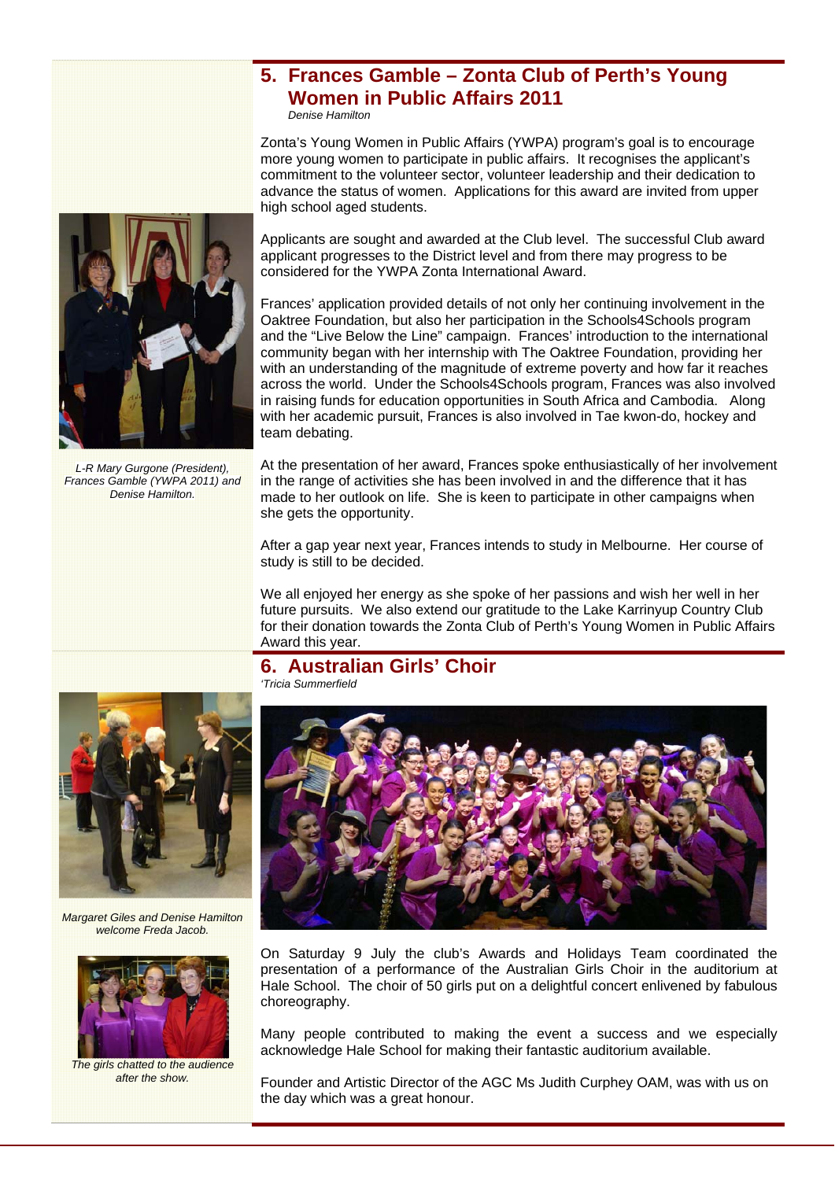## 5. Frances Gamble – Zonta Club of Perth's Young Women in Public Affairs 2011

*Denise Hamilton*

Zonta's Young Women in Public Affairs (YWPA) program's goal is to encourage more young women to participate in public affairs. It recognises the applicant's commitment to the volunteer sector, volunteer leadership and their dedication to advance the status of women. Applications for this award are invited from upper high school aged students.

Applicants are sought and awarded at the Club level. The successful Club award applicant progresses to the District level and from there may progress to be considered for the YWPA Zonta International Award.

Frances' application provided details of not only her continuing involvement in the Oaktree Foundation, but also her participation in the Schools4Schools program and the "Live Below the Line" campaign. Frances' introduction to the international community began with her internship with The Oaktree Foundation, providing her with an understanding of the magnitude of extreme poverty and how far it reaches across the world. Under the Schools4Schools program, Frances was also involved in raising funds for education opportunities in South Africa and Cambodia. Along with her academic pursuit, Frances is also involved in Tae kwon-do, hockey and team debating.

*L-R Mary Gurgone (President), Frances Gamble (YWPA 2011) and Denise Hamilton.*

At the presentation of her award, Frances spoke enthusiastically of her involvement in the range of activities she has been involved in and the difference that it has made to her outlook on life. She is keen to participate in other campaigns when she gets the opportunity.

After a gap year next year, Frances intends to study in Melbourne. Her course of study is still to be decided.

We all enjoyed her energy as she spoke of her passions and wish her well in her future pursuits. We also extend our gratitude to the Lake Karrinyup Country Club for their donation towards the Zonta Club of Perth's Young Women in Public Affairs Award this year.

## 6. Australian Girls' Choir

*'Tricia Summerfield*

*Margaret Giles and Denise Hamilton welcome Freda Jacob.*

On Saturday 9 July the club's Awards and Holidays Team coordinated the presentation of a performance of the Australian Girls Choir in the auditorium at Hale School. The choir of 50 girls put on a delightful concert enlivened by fabulous choreography.

Many people contributed to making the event a success and we especially acknowledge Hale School for making their fantastic auditorium available.

*The girls chatted to the audience after the show.*

Founder and Artistic Director of the AGC Ms Judith Curphey OAM, was with us on the day which was a great honour.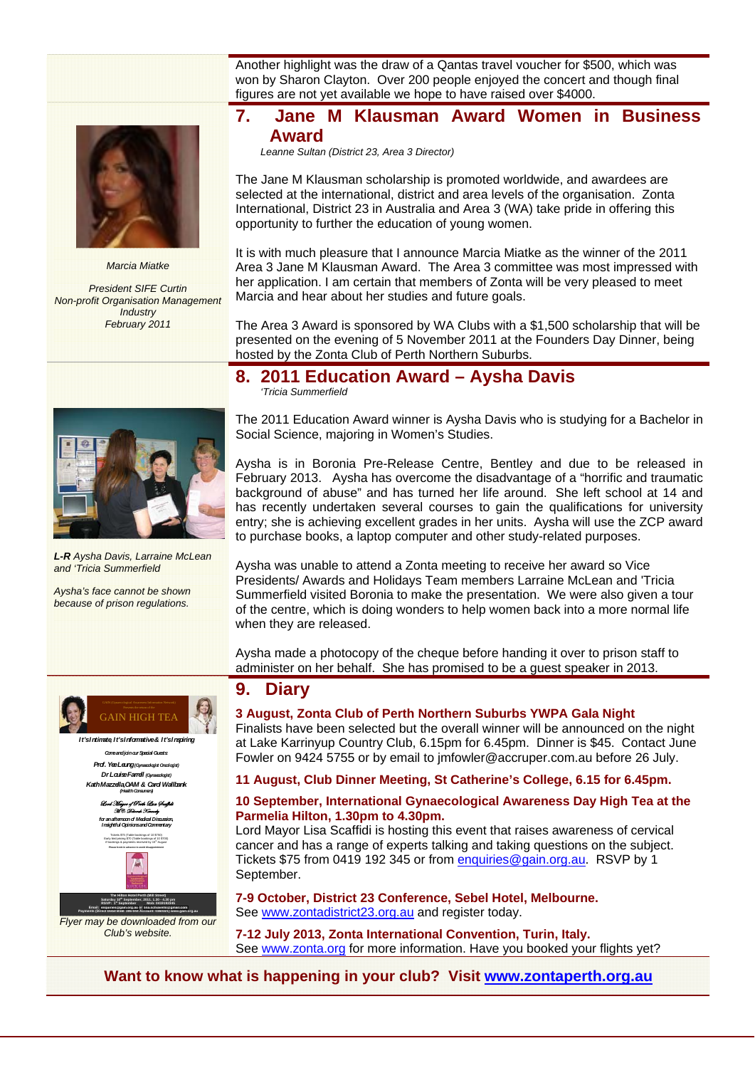Another highlight was the draw of a Qantas travel voucher for $500, which was won by Sharon Clayton. Over 200 people enjoyed the concert and though final figures are not yet available we hope to have raised over $4000.

## 7. Jane M Klausman Award Women in Business Award

*Leanne Sultan (District 23, Area 3 Director)*

*Marcia Miatke*

*President SIFE Curtin*
*Non-profit Organisation Management Industry*
*February 2011*

The Jane M Klausman scholarship is promoted worldwide, and awardees are selected at the international, district and area levels of the organisation. Zonta International, District 23 in Australia and Area 3 (WA) take pride in offering this opportunity to further the education of young women.

It is with much pleasure that I announce Marcia Miatke as the winner of the 2011 Area 3 Jane M Klausman Award. The Area 3 committee was most impressed with her application. I am certain that members of Zonta will be very pleased to meet Marcia and hear about her studies and future goals.

The Area 3 Award is sponsored by WA Clubs with a $1,500 scholarship that will be presented on the evening of 5 November 2011 at the Founders Day Dinner, being hosted by the Zonta Club of Perth Northern Suburbs.

## 8. 2011 Education Award – Aysha Davis

*'Tricia Summerfield*

***L-R** Aysha Davis, Larraine McLean and 'Tricia Summerfield*

*Aysha's face cannot be shown because of prison regulations.*

The 2011 Education Award winner is Aysha Davis who is studying for a Bachelor in Social Science, majoring in Women's Studies.

Aysha is in Boronia Pre-Release Centre, Bentley and due to be released in February 2013. Aysha has overcome the disadvantage of a "horrific and traumatic background of abuse" and has turned her life around. She left school at 14 and has recently undertaken several courses to gain the qualifications for university entry; she is achieving excellent grades in her units. Aysha will use the ZCP award to purchase books, a laptop computer and other study-related purposes.

Aysha was unable to attend a Zonta meeting to receive her award so Vice Presidents/ Awards and Holidays Team members Larraine McLean and 'Tricia Summerfield visited Boronia to make the presentation. We were also given a tour of the centre, which is doing wonders to help women back into a more normal life when they are released.

Aysha made a photocopy of the cheque before handing it over to prison staff to administer on her behalf. She has promised to be a guest speaker in 2013.

## 9. Diary

GAIN HIGH TEA

It's Intimate, It's Informative & It's Inspiring

Come and join our Special Guests

Prof. Yee Leung (Gynaecologist Oncologist)
Dr Louise Farrell (Gynaecologist)
Kath Mazzella OAM & Carol Wallbank (Health Consumers)

Lord Mayor of Perth Lisa Scaffidi
MC Deborah Kennedy

for an afternoon of Medical Discussion, Insightful Opinions and Commentary

*Flyer may be downloaded from our Club's website.*

**3 August, Zonta Club of Perth Northern Suburbs YWPA Gala Night**
Finalists have been selected but the overall winner will be announced on the night at Lake Karrinyup Country Club, 6.15pm for 6.45pm. Dinner is $45. Contact June Fowler on 9424 5755 or by email to jmfowler@accruper.com.au before 26 July.

**11 August, Club Dinner Meeting, St Catherine's College, 6.15 for 6.45pm.**

**10 September, International Gynaecological Awareness Day High Tea at the Parmelia Hilton, 1.30pm to 4.30pm.**
Lord Mayor Lisa Scaffidi is hosting this event that raises awareness of cervical cancer and has a range of experts talking and taking questions on the subject. Tickets $75 from 0419 192 345 or from [enquiries@gain.org.au](mailto:enquiries@gain.org.au). RSVP by 1 September.

**7-9 October, District 23 Conference, Sebel Hotel, Melbourne.**
See [www.zontadistrict23.org.au](http://www.zontadistrict23.org.au) and register today.

**7-12 July 2013, Zonta International Convention, Turin, Italy.**
See [www.zonta.org](http://www.zonta.org) for more information. Have you booked your flights yet?

**Want to know what is happening in your club? Visit [www.zontaperth.org.au](http://www.zontaperth.org.au)**